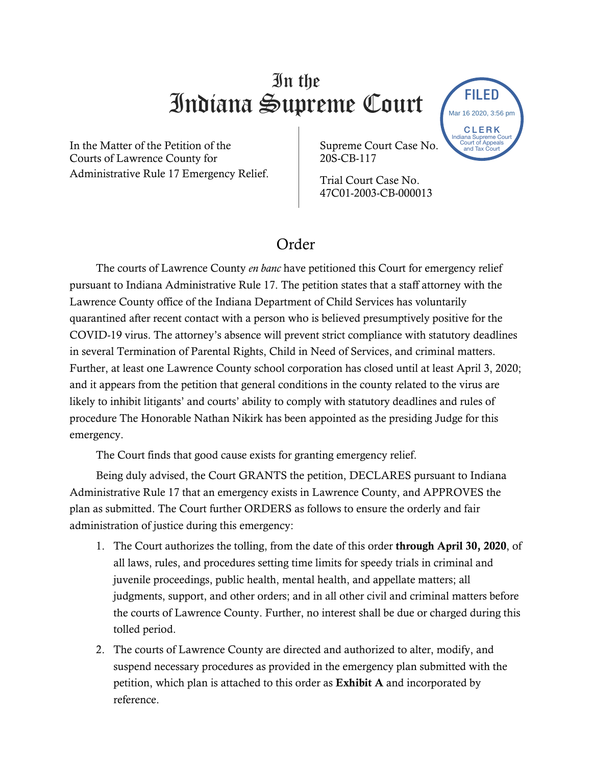# In the Indiana Supreme Court

FILED
Mar 16 2020, 3:56 pm
CLERK
Indiana Supreme Court
Court of Appeals
and Tax Court

In the Matter of the Petition of the Courts of Lawrence County for Administrative Rule 17 Emergency Relief.

Supreme Court Case No. 20S-CB-117

Trial Court Case No. 47C01-2003-CB-000013

## Order

The courts of Lawrence County *en banc* have petitioned this Court for emergency relief pursuant to Indiana Administrative Rule 17. The petition states that a staff attorney with the Lawrence County office of the Indiana Department of Child Services has voluntarily quarantined after recent contact with a person who is believed presumptively positive for the COVID-19 virus. The attorney's absence will prevent strict compliance with statutory deadlines in several Termination of Parental Rights, Child in Need of Services, and criminal matters. Further, at least one Lawrence County school corporation has closed until at least April 3, 2020; and it appears from the petition that general conditions in the county related to the virus are likely to inhibit litigants' and courts' ability to comply with statutory deadlines and rules of procedure The Honorable Nathan Nikirk has been appointed as the presiding Judge for this emergency.

The Court finds that good cause exists for granting emergency relief.

Being duly advised, the Court GRANTS the petition, DECLARES pursuant to Indiana Administrative Rule 17 that an emergency exists in Lawrence County, and APPROVES the plan as submitted. The Court further ORDERS as follows to ensure the orderly and fair administration of justice during this emergency:

1. The Court authorizes the tolling, from the date of this order **through April 30, 2020**, of all laws, rules, and procedures setting time limits for speedy trials in criminal and juvenile proceedings, public health, mental health, and appellate matters; all judgments, support, and other orders; and in all other civil and criminal matters before the courts of Lawrence County. Further, no interest shall be due or charged during this tolled period.
2. The courts of Lawrence County are directed and authorized to alter, modify, and suspend necessary procedures as provided in the emergency plan submitted with the petition, which plan is attached to this order as **Exhibit A** and incorporated by reference.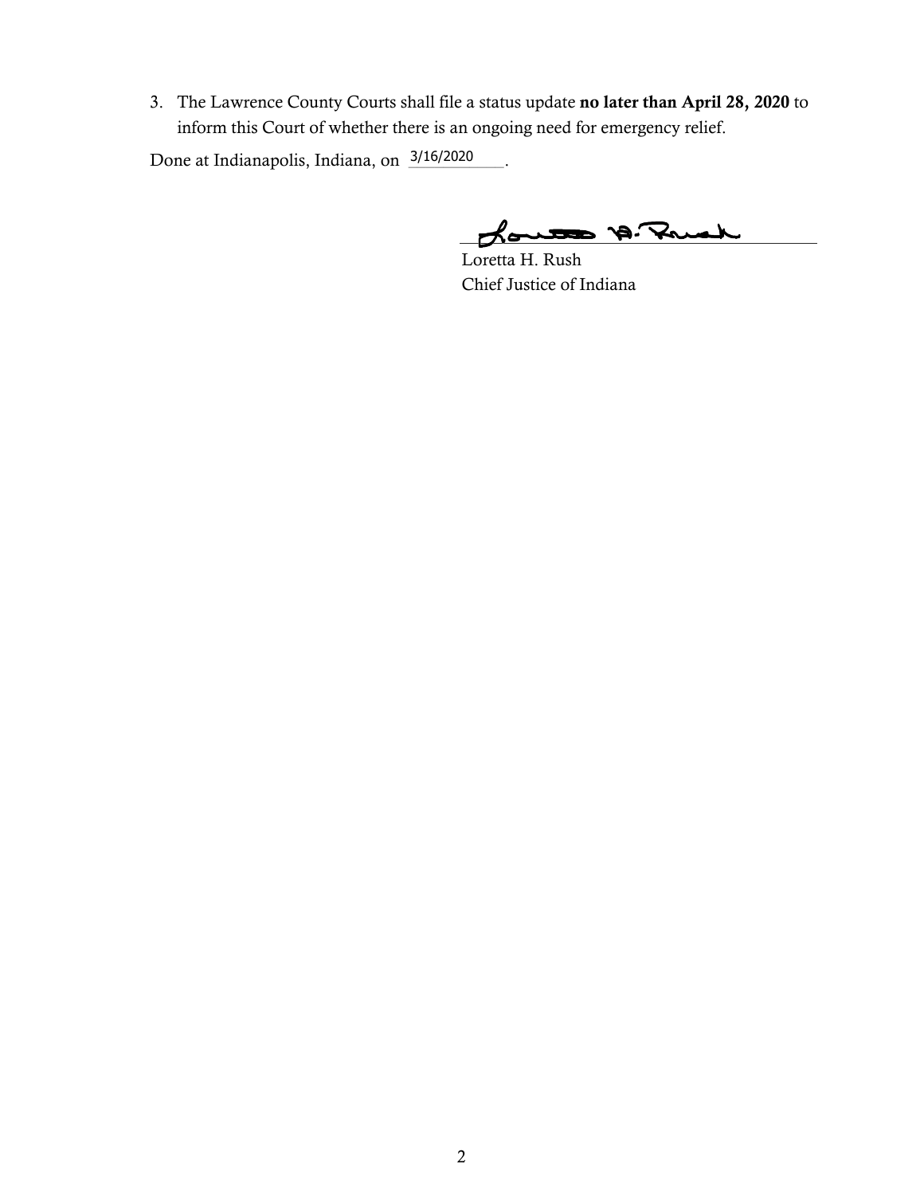3. The Lawrence County Courts shall file a status update **no later than April 28, 2020** to inform this Court of whether there is an ongoing need for emergency relief.

Done at Indianapolis, Indiana, on 3/16/2020.

Loretta H. Rush
Chief Justice of Indiana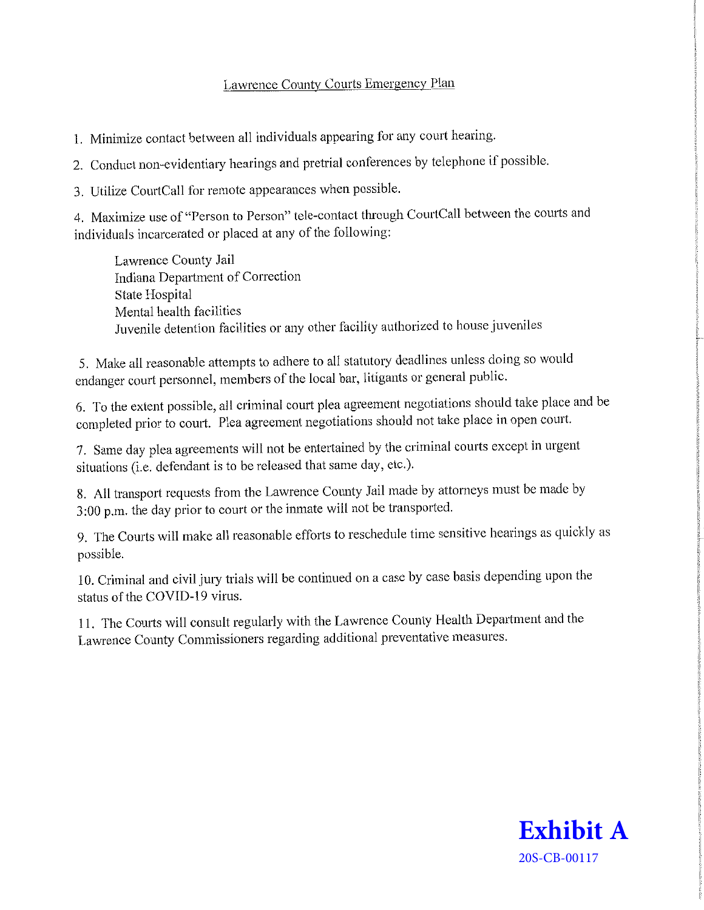# Lawrence County Courts Emergency Plan

1. Minimize contact between all individuals appearing for any court hearing.

2. Conduct non-evidentiary hearings and pretrial conferences by telephone if possible.

3. Utilize CourtCall for remote appearances when possible.

4. Maximize use of "Person to Person" tele-contact through CourtCall between the courts and individuals incarcerated or placed at any of the following:

   Lawrence County Jail
   Indiana Department of Correction
   State Hospital
   Mental health facilities
   Juvenile detention facilities or any other facility authorized to house juveniles

5. Make all reasonable attempts to adhere to all statutory deadlines unless doing so would endanger court personnel, members of the local bar, litigants or general public.

6. To the extent possible, all criminal court plea agreement negotiations should take place and be completed prior to court. Plea agreement negotiations should not take place in open court.

7. Same day plea agreements will not be entertained by the criminal courts except in urgent situations (i.e. defendant is to be released that same day, etc.).

8. All transport requests from the Lawrence County Jail made by attorneys must be made by 3:00 p.m. the day prior to court or the inmate will not be transported.

9. The Courts will make all reasonable efforts to reschedule time sensitive hearings as quickly as possible.

10. Criminal and civil jury trials will be continued on a case by case basis depending upon the status of the COVID-19 virus.

11. The Courts will consult regularly with the Lawrence County Health Department and the Lawrence County Commissioners regarding additional preventative measures.

**Exhibit A**

20S-CB-00117